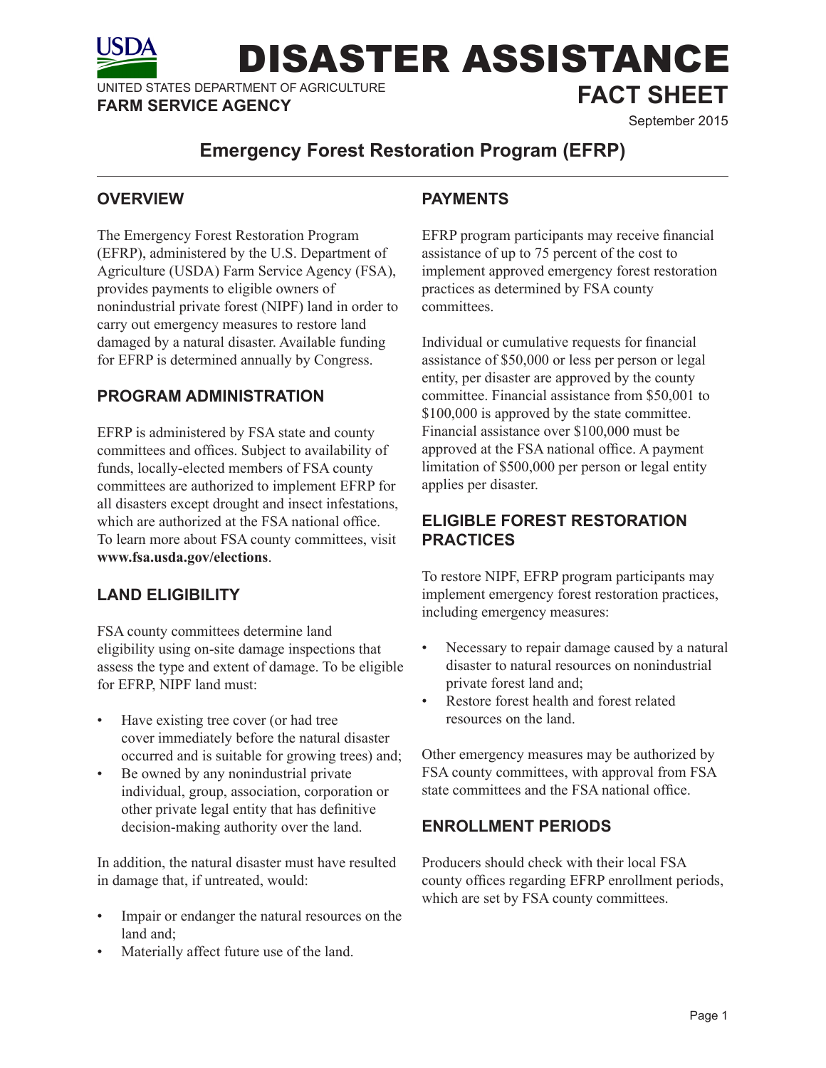USDA

UNITED STATES DEPARTMENT OF AGRICULTURE

**FARM SERVICE AGENCY**

# DISASTER ASSISTANCE FACT SHEET

September 2015

## Emergency Forest Restoration Program (EFRP)

### OVERVIEW

The Emergency Forest Restoration Program (EFRP), administered by the U.S. Department of Agriculture (USDA) Farm Service Agency (FSA), provides payments to eligible owners of nonindustrial private forest (NIPF) land in order to carry out emergency measures to restore land damaged by a natural disaster. Available funding for EFRP is determined annually by Congress.

### PROGRAM ADMINISTRATION

EFRP is administered by FSA state and county committees and offices. Subject to availability of funds, locally-elected members of FSA county committees are authorized to implement EFRP for all disasters except drought and insect infestations, which are authorized at the FSA national office. To learn more about FSA county committees, visit **www.fsa.usda.gov/elections**.

### LAND ELIGIBILITY

FSA county committees determine land eligibility using on-site damage inspections that assess the type and extent of damage. To be eligible for EFRP, NIPF land must:

- Have existing tree cover (or had tree cover immediately before the natural disaster occurred and is suitable for growing trees) and;
- Be owned by any nonindustrial private individual, group, association, corporation or other private legal entity that has definitive decision-making authority over the land.

In addition, the natural disaster must have resulted in damage that, if untreated, would:

- Impair or endanger the natural resources on the land and;
- Materially affect future use of the land.

### PAYMENTS

EFRP program participants may receive financial assistance of up to 75 percent of the cost to implement approved emergency forest restoration practices as determined by FSA county committees.

Individual or cumulative requests for financial assistance of $50,000 or less per person or legal entity, per disaster are approved by the county committee. Financial assistance from $50,001 to $100,000 is approved by the state committee. Financial assistance over $100,000 must be approved at the FSA national office. A payment limitation of $500,000 per person or legal entity applies per disaster.

### ELIGIBLE FOREST RESTORATION PRACTICES

To restore NIPF, EFRP program participants may implement emergency forest restoration practices, including emergency measures:

- Necessary to repair damage caused by a natural disaster to natural resources on nonindustrial private forest land and;
- Restore forest health and forest related resources on the land.

Other emergency measures may be authorized by FSA county committees, with approval from FSA state committees and the FSA national office.

### ENROLLMENT PERIODS

Producers should check with their local FSA county offices regarding EFRP enrollment periods, which are set by FSA county committees.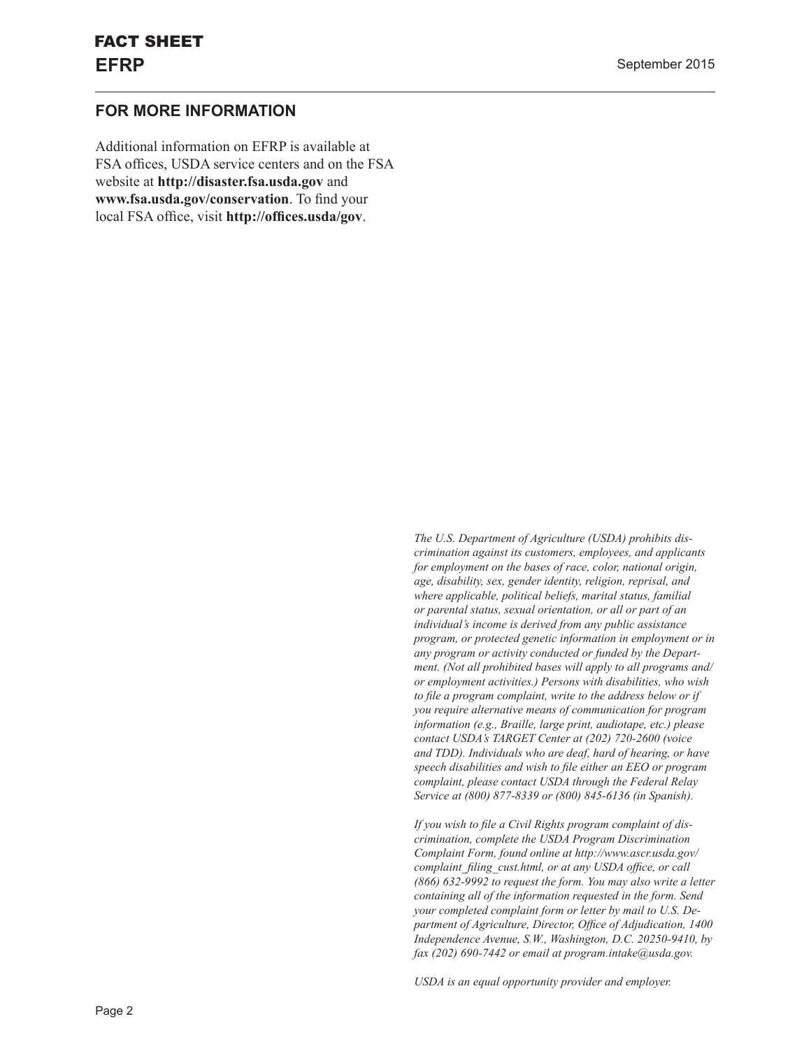## FOR MORE INFORMATION

Additional information on EFRP is available at FSA offices, USDA service centers and on the FSA website at **http://disaster.fsa.usda.gov** and **www.fsa.usda.gov/conservation**. To find your local FSA office, visit **http://offices.usda/gov**.

*The U.S. Department of Agriculture (USDA) prohibits discrimination against its customers, employees, and applicants for employment on the bases of race, color, national origin, age, disability, sex, gender identity, religion, reprisal, and where applicable, political beliefs, marital status, familial or parental status, sexual orientation, or all or part of an individual's income is derived from any public assistance program, or protected genetic information in employment or in any program or activity conducted or funded by the Department. (Not all prohibited bases will apply to all programs and/or employment activities.) Persons with disabilities, who wish to file a program complaint, write to the address below or if you require alternative means of communication for program information (e.g., Braille, large print, audiotape, etc.) please contact USDA's TARGET Center at (202) 720-2600 (voice and TDD). Individuals who are deaf, hard of hearing, or have speech disabilities and wish to file either an EEO or program complaint, please contact USDA through the Federal Relay Service at (800) 877-8339 or (800) 845-6136 (in Spanish).*

*If you wish to file a Civil Rights program complaint of discrimination, complete the USDA Program Discrimination Complaint Form, found online at http://www.ascr.usda.gov/complaint_filing_cust.html, or at any USDA office, or call (866) 632-9992 to request the form. You may also write a letter containing all of the information requested in the form. Send your completed complaint form or letter by mail to U.S. Department of Agriculture, Director, Office of Adjudication, 1400 Independence Avenue, S.W., Washington, D.C. 20250-9410, by fax (202) 690-7442 or email at program.intake@usda.gov.*

*USDA is an equal opportunity provider and employer.*